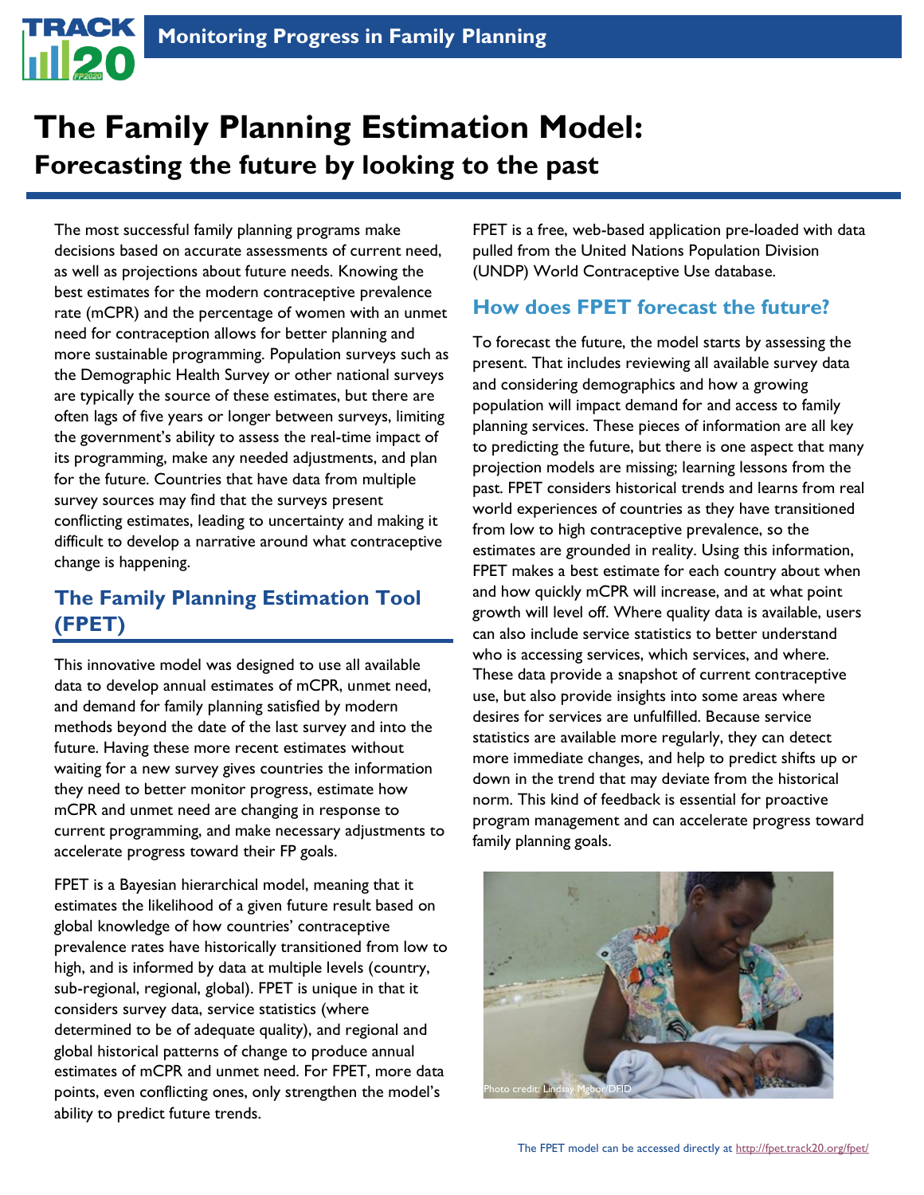# The Family Planning Estimation Model:

## Forecasting the future by looking to the past

The most successful family planning programs make decisions based on accurate assessments of current need, as well as projections about future needs. Knowing the best estimates for the modern contraceptive prevalence rate (mCPR) and the percentage of women with an unmet need for contraception allows for better planning and more sustainable programming. Population surveys such as the Demographic Health Survey or other national surveys are typically the source of these estimates, but there are often lags of five years or longer between surveys, limiting the government's ability to assess the real-time impact of its programming, make any needed adjustments, and plan for the future. Countries that have data from multiple survey sources may find that the surveys present conflicting estimates, leading to uncertainty and making it difficult to develop a narrative around what contraceptive change is happening.

## The Family Planning Estimation Tool (FPET)

This innovative model was designed to use all available data to develop annual estimates of mCPR, unmet need, and demand for family planning satisfied by modern methods beyond the date of the last survey and into the future. Having these more recent estimates without waiting for a new survey gives countries the information they need to better monitor progress, estimate how mCPR and unmet need are changing in response to current programming, and make necessary adjustments to accelerate progress toward their FP goals.

FPET is a Bayesian hierarchical model, meaning that it estimates the likelihood of a given future result based on global knowledge of how countries' contraceptive prevalence rates have historically transitioned from low to high, and is informed by data at multiple levels (country, sub-regional, regional, global). FPET is unique in that it considers survey data, service statistics (where determined to be of adequate quality), and regional and global historical patterns of change to produce annual estimates of mCPR and unmet need. For FPET, more data points, even conflicting ones, only strengthen the model's ability to predict future trends.

FPET is a free, web-based application pre-loaded with data pulled from the United Nations Population Division (UNDP) World Contraceptive Use database.

## How does FPET forecast the future?

To forecast the future, the model starts by assessing the present. That includes reviewing all available survey data and considering demographics and how a growing population will impact demand for and access to family planning services. These pieces of information are all key to predicting the future, but there is one aspect that many projection models are missing; learning lessons from the past. FPET considers historical trends and learns from real world experiences of countries as they have transitioned from low to high contraceptive prevalence, so the estimates are grounded in reality. Using this information, FPET makes a best estimate for each country about when and how quickly mCPR will increase, and at what point growth will level off. Where quality data is available, users can also include service statistics to better understand who is accessing services, which services, and where. These data provide a snapshot of current contraceptive use, but also provide insights into some areas where desires for services are unfulfilled. Because service statistics are available more regularly, they can detect more immediate changes, and help to predict shifts up or down in the trend that may deviate from the historical norm. This kind of feedback is essential for proactive program management and can accelerate progress toward family planning goals.

Photo credit: Lindsay Mgbor/DFID

The FPET model can be accessed directly at http://fpet.track20.org/fpet/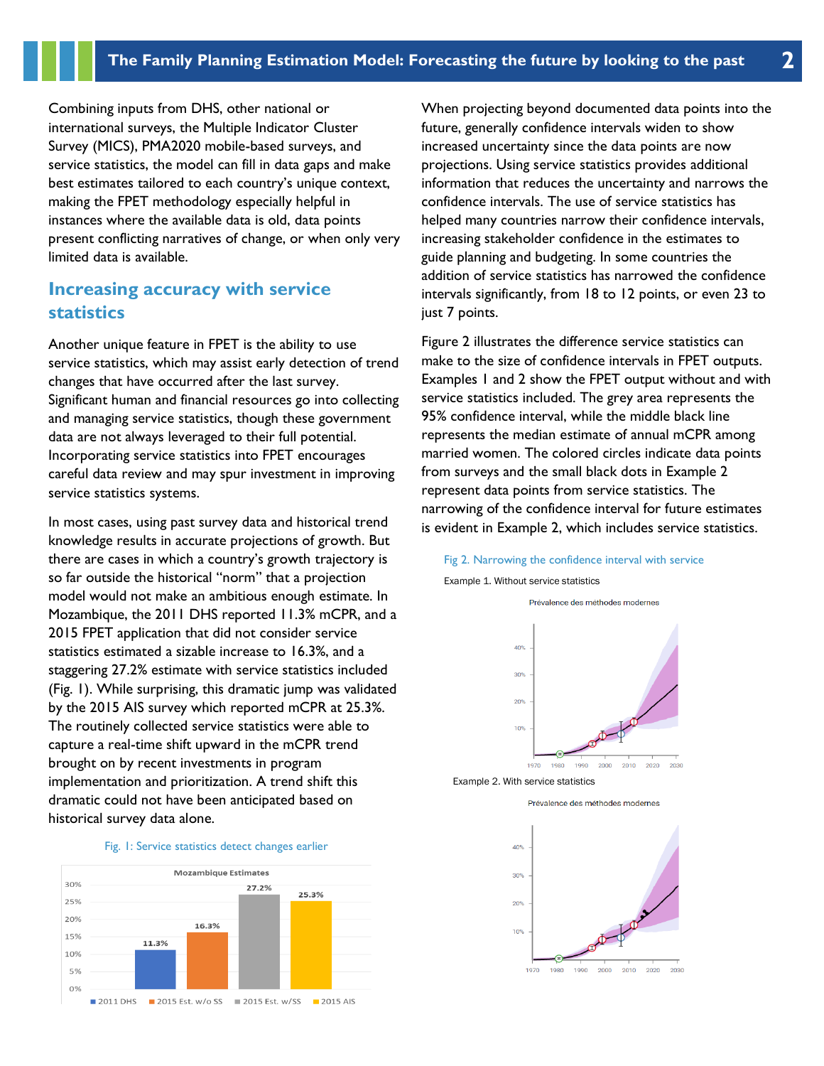Combining inputs from DHS, other national or international surveys, the Multiple Indicator Cluster Survey (MICS), PMA2020 mobile-based surveys, and service statistics, the model can fill in data gaps and make best estimates tailored to each country's unique context, making the FPET methodology especially helpful in instances where the available data is old, data points present conflicting narratives of change, or when only very limited data is available.

## Increasing accuracy with service statistics

Another unique feature in FPET is the ability to use service statistics, which may assist early detection of trend changes that have occurred after the last survey. Significant human and financial resources go into collecting and managing service statistics, though these government data are not always leveraged to their full potential. Incorporating service statistics into FPET encourages careful data review and may spur investment in improving service statistics systems.

In most cases, using past survey data and historical trend knowledge results in accurate projections of growth. But there are cases in which a country's growth trajectory is so far outside the historical "norm" that a projection model would not make an ambitious enough estimate. In Mozambique, the 2011 DHS reported 11.3% mCPR, and a 2015 FPET application that did not consider service statistics estimated a sizable increase to 16.3%, and a staggering 27.2% estimate with service statistics included (Fig. 1). While surprising, this dramatic jump was validated by the 2015 AIS survey which reported mCPR at 25.3%. The routinely collected service statistics were able to capture a real-time shift upward in the mCPR trend brought on by recent investments in program implementation and prioritization. A trend shift this dramatic could not have been anticipated based on historical survey data alone.

Fig. 1: Service statistics detect changes earlier

**Mozambique Estimates**

| 2011 DHS | 2015 Est. w/o SS | 2015 Est. w/SS | 2015 AIS |
|---|---|---|---|
| 11.3% | 16.3% | 27.2% | 25.3% |

When projecting beyond documented data points into the future, generally confidence intervals widen to show increased uncertainty since the data points are now projections. Using service statistics provides additional information that reduces the uncertainty and narrows the confidence intervals. The use of service statistics has helped many countries narrow their confidence intervals, increasing stakeholder confidence in the estimates to guide planning and budgeting. In some countries the addition of service statistics has narrowed the confidence intervals significantly, from 18 to 12 points, or even 23 to just 7 points.

Figure 2 illustrates the difference service statistics can make to the size of confidence intervals in FPET outputs. Examples 1 and 2 show the FPET output without and with service statistics included. The grey area represents the 95% confidence interval, while the middle black line represents the median estimate of annual mCPR among married women. The colored circles indicate data points from surveys and the small black dots in Example 2 represent data points from service statistics. The narrowing of the confidence interval for future estimates is evident in Example 2, which includes service statistics.

Fig 2. Narrowing the confidence interval with service

Example 1. Without service statistics

Example 2. With service statistics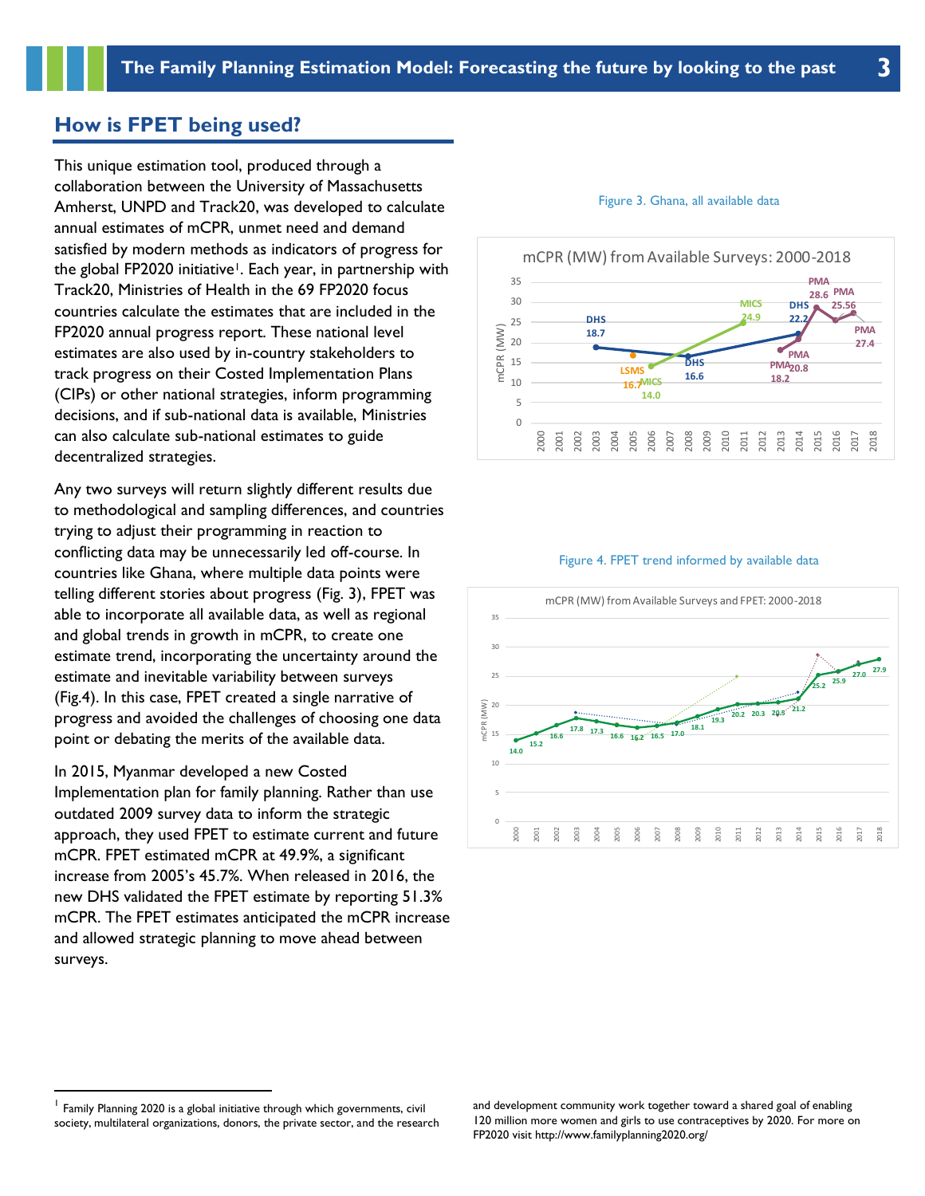## How is FPET being used?

This unique estimation tool, produced through a collaboration between the University of Massachusetts Amherst, UNPD and Track20, was developed to calculate annual estimates of mCPR, unmet need and demand satisfied by modern methods as indicators of progress for the global FP2020 initiative[1]. Each year, in partnership with Track20, Ministries of Health in the 69 FP2020 focus countries calculate the estimates that are included in the FP2020 annual progress report. These national level estimates are also used by in-country stakeholders to track progress on their Costed Implementation Plans (CIPs) or other national strategies, inform programming decisions, and if sub-national data is available, Ministries can also calculate sub-national estimates to guide decentralized strategies.

Any two surveys will return slightly different results due to methodological and sampling differences, and countries trying to adjust their programming in reaction to conflicting data may be unnecessarily led off-course. In countries like Ghana, where multiple data points were telling different stories about progress (Fig. 3), FPET was able to incorporate all available data, as well as regional and global trends in growth in mCPR, to create one estimate trend, incorporating the uncertainty around the estimate and inevitable variability between surveys (Fig.4). In this case, FPET created a single narrative of progress and avoided the challenges of choosing one data point or debating the merits of the available data.

In 2015, Myanmar developed a new Costed Implementation plan for family planning. Rather than use outdated 2009 survey data to inform the strategic approach, they used FPET to estimate current and future mCPR. FPET estimated mCPR at 49.9%, a significant increase from 2005's 45.7%. When released in 2016, the new DHS validated the FPET estimate by reporting 51.3% mCPR. The FPET estimates anticipated the mCPR increase and allowed strategic planning to move ahead between surveys.

Figure 3. Ghana, all available data

Figure 4. FPET trend informed by available data

[1] Family Planning 2020 is a global initiative through which governments, civil society, multilateral organizations, donors, the private sector, and the research and development community work together toward a shared goal of enabling 120 million more women and girls to use contraceptives by 2020. For more on FP2020 visit http://www.familyplanning2020.org/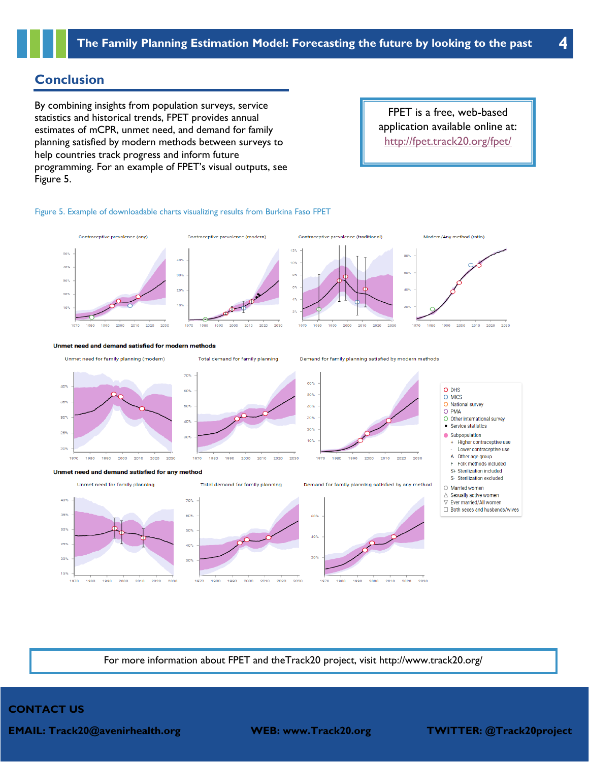## Conclusion

By combining insights from population surveys, service statistics and historical trends, FPET provides annual estimates of mCPR, unmet need, and demand for family planning satisfied by modern methods between surveys to help countries track progress and inform future programming. For an example of FPET's visual outputs, see Figure 5.

FPET is a free, web-based application available online at: http://fpet.track20.org/fpet/

Figure 5. Example of downloadable charts visualizing results from Burkina Faso FPET

Contraceptive prevalence (any)

Contraceptive prevalence (modern)

Contraceptive prevalence (traditional)

Modern/Any method (ratio)

Unmet need and demand satisfied for modern methods

Unmet need for family planning (modern)

Total demand for family planning

Demand for family planning satisfied by modern methods

Unmet need and demand satisfied for any method

Unmet need for family planning

Total demand for family planning

Demand for family planning satisfied by any method

DHS
MICS
National survey
PMA
Other international survey
Service statistics
Subpopulation
+ Higher contraceptive use
- Lower contraceptive use
A Other age group
F Folk methods included
S+ Sterilization included
S- Sterilization excluded
Married women
Sexually active women
Ever married/All women
Both sexes and husbands/wives

For more information about FPET and theTrack20 project, visit http://www.track20.org/

**CONTACT US**

**EMAIL: Track20@avenirhealth.org** **WEB: www.Track20.org** **TWITTER: @Track20project**